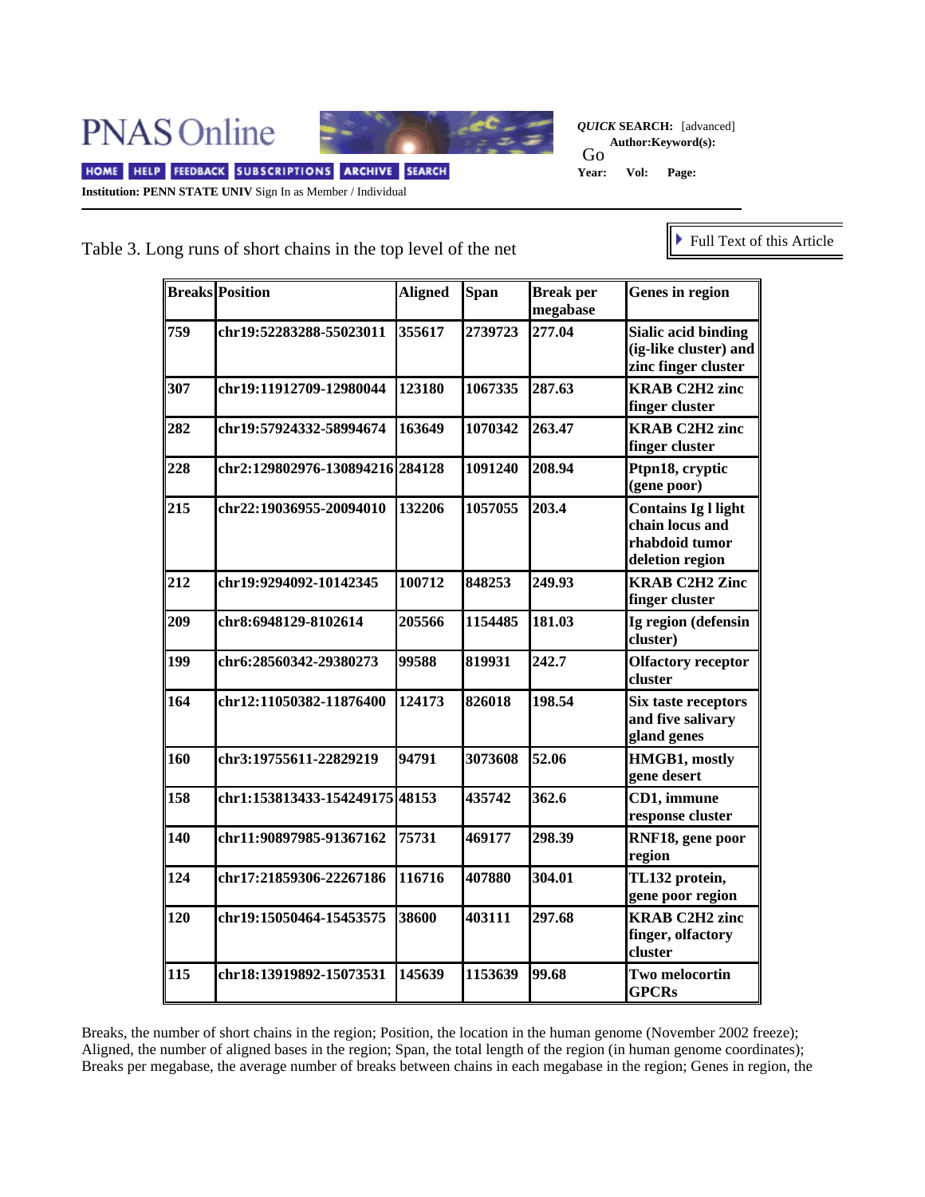Table 3. Long runs of short chains in the top level of the net

| Breaks | Position | Aligned | Span | Break per megabase | Genes in region |
|---|---|---|---|---|---|
| 759 | chr19:52283288-55023011 | 355617 | 2739723 | 277.04 | Sialic acid binding (ig-like cluster) and zinc finger cluster |
| 307 | chr19:11912709-12980044 | 123180 | 1067335 | 287.63 | KRAB C2H2 zinc finger cluster |
| 282 | chr19:57924332-58994674 | 163649 | 1070342 | 263.47 | KRAB C2H2 zinc finger cluster |
| 228 | chr2:129802976-130894216 | 284128 | 1091240 | 208.94 | Ptpn18, cryptic (gene poor) |
| 215 | chr22:19036955-20094010 | 132206 | 1057055 | 203.4 | Contains Ig l light chain locus and rhabdoid tumor deletion region |
| 212 | chr19:9294092-10142345 | 100712 | 848253 | 249.93 | KRAB C2H2 Zinc finger cluster |
| 209 | chr8:6948129-8102614 | 205566 | 1154485 | 181.03 | Ig region (defensin cluster) |
| 199 | chr6:28560342-29380273 | 99588 | 819931 | 242.7 | Olfactory receptor cluster |
| 164 | chr12:11050382-11876400 | 124173 | 826018 | 198.54 | Six taste receptors and five salivary gland genes |
| 160 | chr3:19755611-22829219 | 94791 | 3073608 | 52.06 | HMGB1, mostly gene desert |
| 158 | chr1:153813433-154249175 | 48153 | 435742 | 362.6 | CD1, immune response cluster |
| 140 | chr11:90897985-91367162 | 75731 | 469177 | 298.39 | RNF18, gene poor region |
| 124 | chr17:21859306-22267186 | 116716 | 407880 | 304.01 | TL132 protein, gene poor region |
| 120 | chr19:15050464-15453575 | 38600 | 403111 | 297.68 | KRAB C2H2 zinc finger, olfactory cluster |
| 115 | chr18:13919892-15073531 | 145639 | 1153639 | 99.68 | Two melocortin GPCRs |

Breaks, the number of short chains in the region; Position, the location in the human genome (November 2002 freeze); Aligned, the number of aligned bases in the region; Span, the total length of the region (in human genome coordinates); Breaks per megabase, the average number of breaks between chains in each megabase in the region; Genes in region, the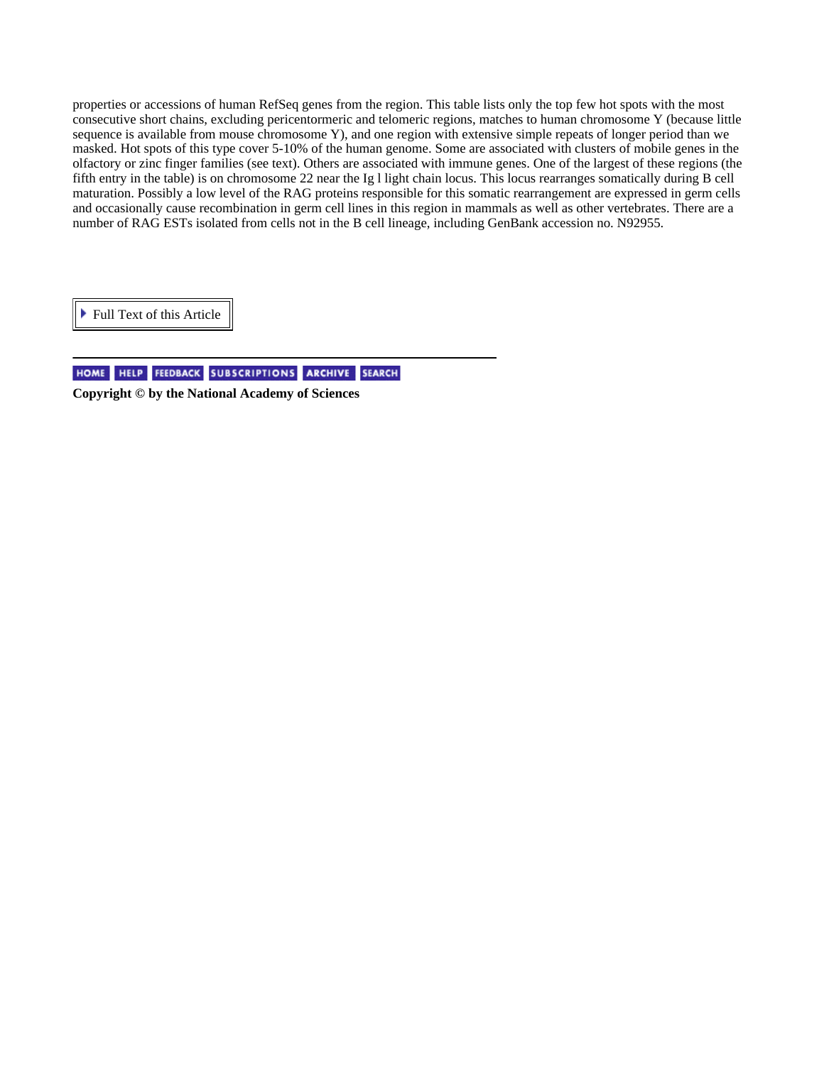properties or accessions of human RefSeq genes from the region. This table lists only the top few hot spots with the most consecutive short chains, excluding pericentormeric and telomeric regions, matches to human chromosome Y (because little sequence is available from mouse chromosome Y), and one region with extensive simple repeats of longer period than we masked. Hot spots of this type cover 5-10% of the human genome. Some are associated with clusters of mobile genes in the olfactory or zinc finger families (see text). Others are associated with immune genes. One of the largest of these regions (the fifth entry in the table) is on chromosome 22 near the Ig l light chain locus. This locus rearranges somatically during B cell maturation. Possibly a low level of the RAG proteins responsible for this somatic rearrangement are expressed in germ cells and occasionally cause recombination in germ cell lines in this region in mammals as well as other vertebrates. There are a number of RAG ESTs isolated from cells not in the B cell lineage, including GenBank accession no. N92955.

Full Text of this Article

HOME HELP FEEDBACK SUBSCRIPTIONS ARCHIVE SEARCH

**Copyright © by the National Academy of Sciences**